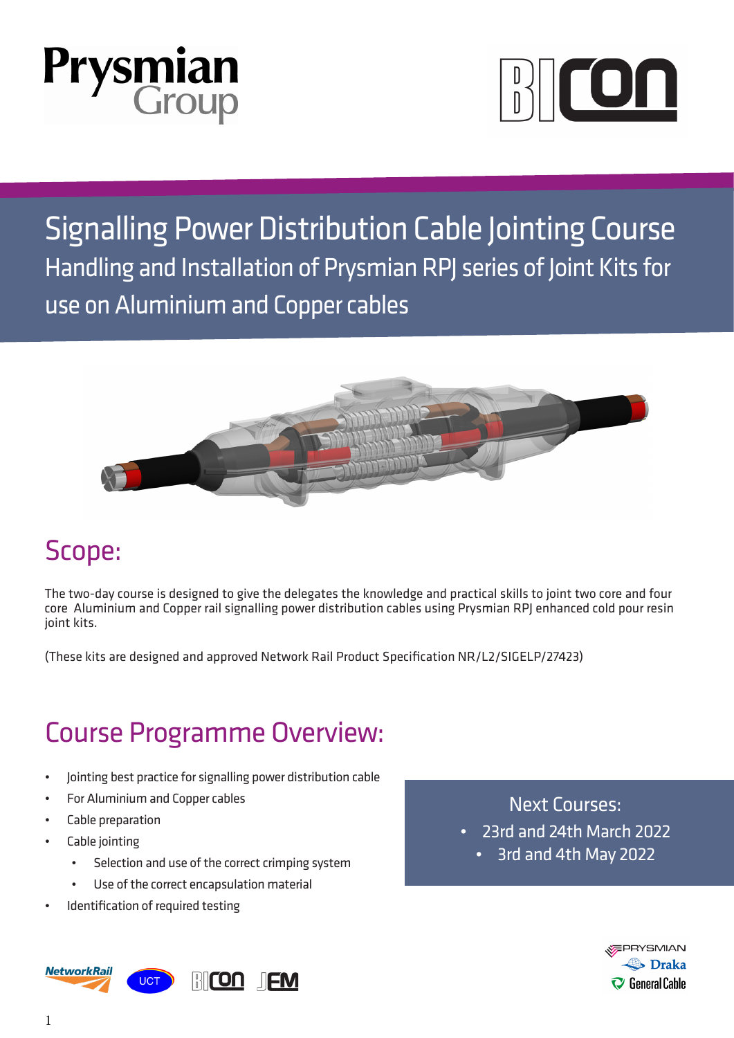# Signalling Power Distribution Cable Jointing Course

## Handling and Installation of Prysmian RPJ series of Joint Kits for use on Aluminium and Copper cables

## Scope:

The two-day course is designed to give the delegates the knowledge and practical skills to joint two core and four core Aluminium and Copper rail signalling power distribution cables using Prysmian RPJ enhanced cold pour resin joint kits.

(These kits are designed and approved Network Rail Product Specification NR/L2/SIGELP/27423)

## Course Programme Overview:

- Jointing best practice for signalling power distribution cable
- For Aluminium and Copper cables
- Cable preparation
- Cable jointing
  - Selection and use of the correct crimping system
  - Use of the correct encapsulation material
- Identification of required testing

**Next Courses:**

- 23rd and 24th March 2022
- 3rd and 4th May 2022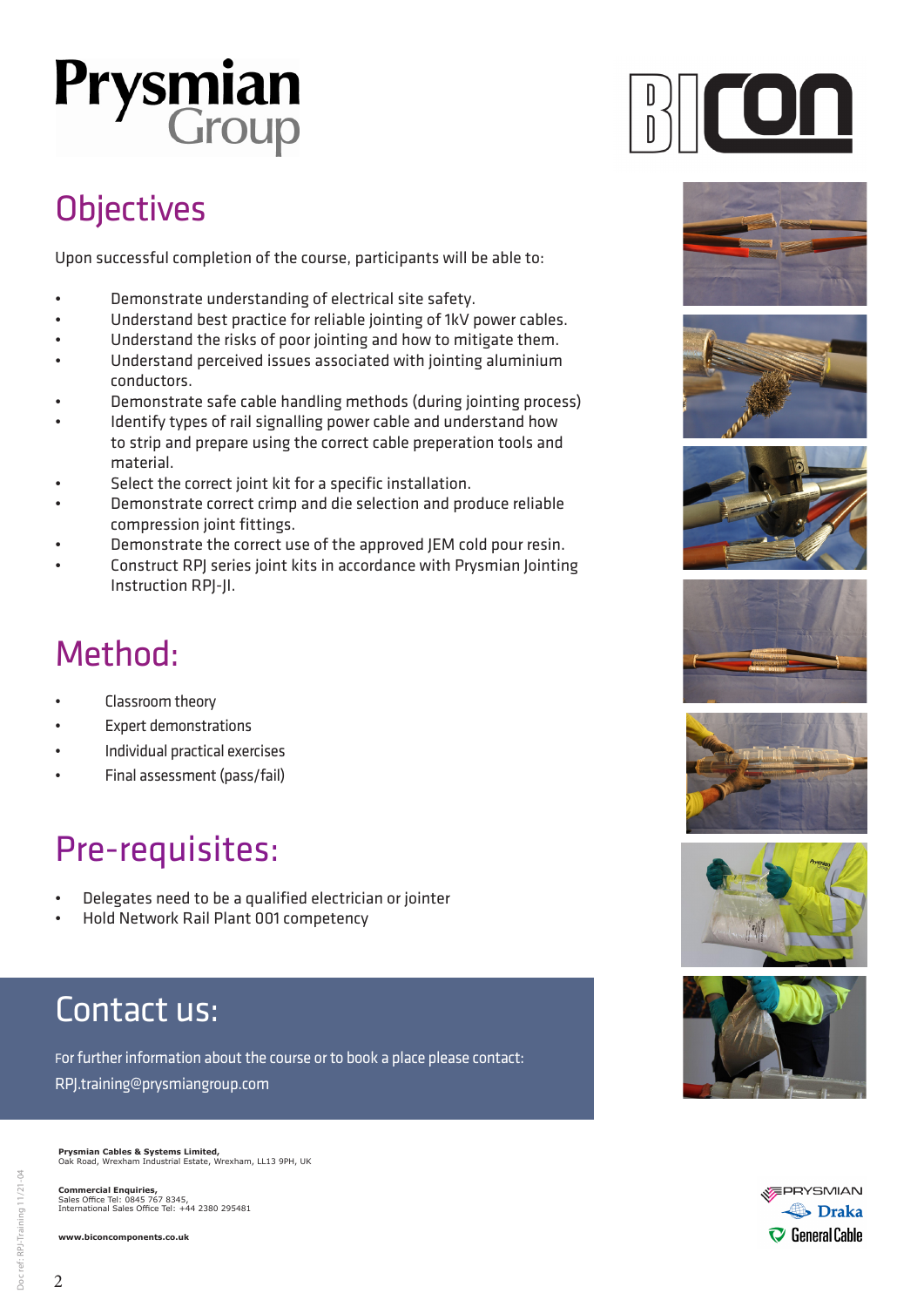# Objectives

Upon successful completion of the course, participants will be able to:

- Demonstrate understanding of electrical site safety.
- Understand best practice for reliable jointing of 1kV power cables.
- Understand the risks of poor jointing and how to mitigate them.
- Understand perceived issues associated with jointing aluminium conductors.
- Demonstrate safe cable handling methods (during jointing process)
- Identify types of rail signalling power cable and understand how to strip and prepare using the correct cable preperation tools and material.
- Select the correct joint kit for a specific installation.
- Demonstrate correct crimp and die selection and produce reliable compression joint fittings.
- Demonstrate the correct use of the approved JEM cold pour resin.
- Construct RPJ series joint kits in accordance with Prysmian Jointing Instruction RPJ-JI.

# Method:

- Classroom theory
- Expert demonstrations
- Individual practical exercises
- Final assessment (pass/fail)

# Pre-requisites:

- Delegates need to be a qualified electrician or jointer
- Hold Network Rail Plant 001 competency

# Contact us:

For further information about the course or to book a place please contact:
RPJ.training@prysmiangroup.com

**Prysmian Cables & Systems Limited,**
Oak Road, Wrexham Industrial Estate, Wrexham, LL13 9PH, UK

**Commercial Enquiries,**
Sales Office Tel: 0845 767 8345,
International Sales Office Tel: +44 2380 295481

**www.biconcomponents.co.uk**

Doc ref: RPJ-Training 11/21-04